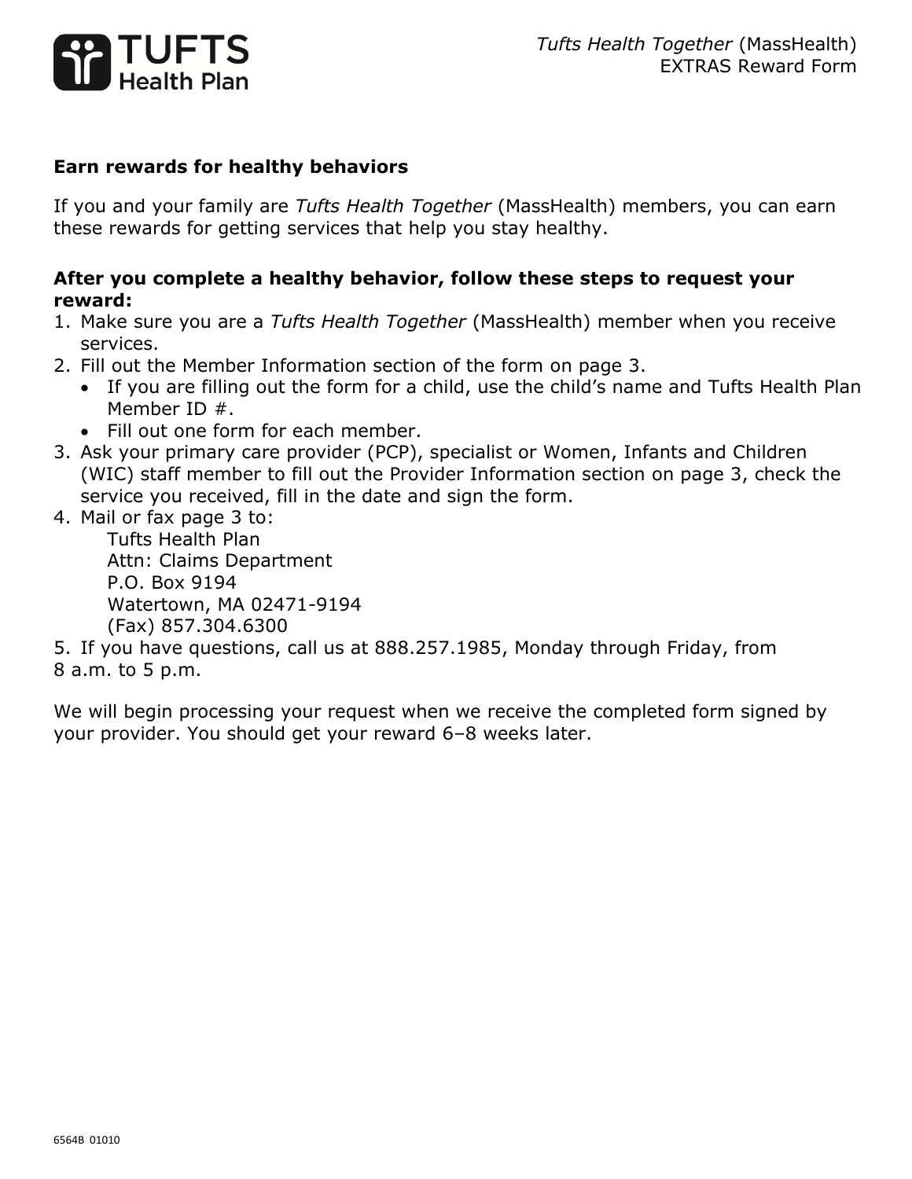*Tufts Health Together* (MassHealth)
EXTRAS Reward Form

**Earn rewards for healthy behaviors**

If you and your family are *Tufts Health Together* (MassHealth) members, you can earn these rewards for getting services that help you stay healthy.

**After you complete a healthy behavior, follow these steps to request your reward:**

1. Make sure you are a *Tufts Health Together* (MassHealth) member when you receive services.
2. Fill out the Member Information section of the form on page 3.
   - If you are filling out the form for a child, use the child's name and Tufts Health Plan Member ID #.
   - Fill out one form for each member.
3. Ask your primary care provider (PCP), specialist or Women, Infants and Children (WIC) staff member to fill out the Provider Information section on page 3, check the service you received, fill in the date and sign the form.
4. Mail or fax page 3 to:
   Tufts Health Plan
   Attn: Claims Department
   P.O. Box 9194
   Watertown, MA 02471-9194
   (Fax) 857.304.6300
5. If you have questions, call us at 888.257.1985, Monday through Friday, from 8 a.m. to 5 p.m.

We will begin processing your request when we receive the completed form signed by your provider. You should get your reward 6–8 weeks later.

6564B 01010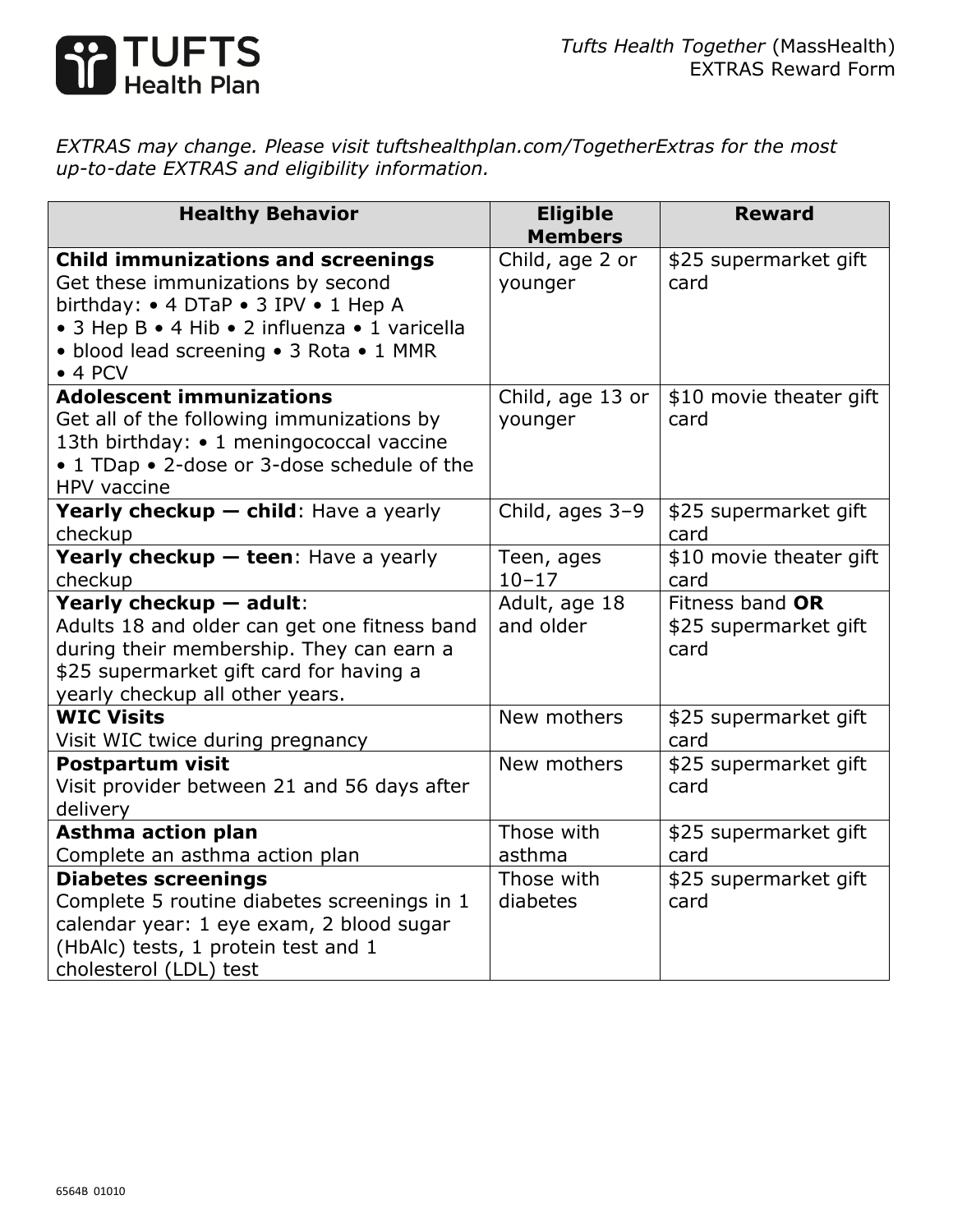*Tufts Health Together* (MassHealth)
EXTRAS Reward Form

*EXTRAS may change. Please visit tuftshealthplan.com/TogetherExtras for the most up-to-date EXTRAS and eligibility information.*

| Healthy Behavior | Eligible Members | Reward |
|---|---|---|
| **Child immunizations and screenings** Get these immunizations by second birthday: • 4 DTaP • 3 IPV • 1 Hep A • 3 Hep B • 4 Hib • 2 influenza • 1 varicella • blood lead screening • 3 Rota • 1 MMR • 4 PCV | Child, age 2 or younger | $25 supermarket gift card |
| **Adolescent immunizations** Get all of the following immunizations by 13th birthday: • 1 meningococcal vaccine • 1 TDap • 2-dose or 3-dose schedule of the HPV vaccine | Child, age 13 or younger | $10 movie theater gift card |
| **Yearly checkup — child**: Have a yearly checkup | Child, ages 3–9 | $25 supermarket gift card |
| **Yearly checkup — teen**: Have a yearly checkup | Teen, ages 10–17 | $10 movie theater gift card |
| **Yearly checkup — adult**: Adults 18 and older can get one fitness band during their membership. They can earn a $25 supermarket gift card for having a yearly checkup all other years. | Adult, age 18 and older | Fitness band **OR** $25 supermarket gift card |
| **WIC Visits** Visit WIC twice during pregnancy | New mothers | $25 supermarket gift card |
| **Postpartum visit** Visit provider between 21 and 56 days after delivery | New mothers | $25 supermarket gift card |
| **Asthma action plan** Complete an asthma action plan | Those with asthma | $25 supermarket gift card |
| **Diabetes screenings** Complete 5 routine diabetes screenings in 1 calendar year: 1 eye exam, 2 blood sugar (HbAlc) tests, 1 protein test and 1 cholesterol (LDL) test | Those with diabetes | $25 supermarket gift card |

6564B 01010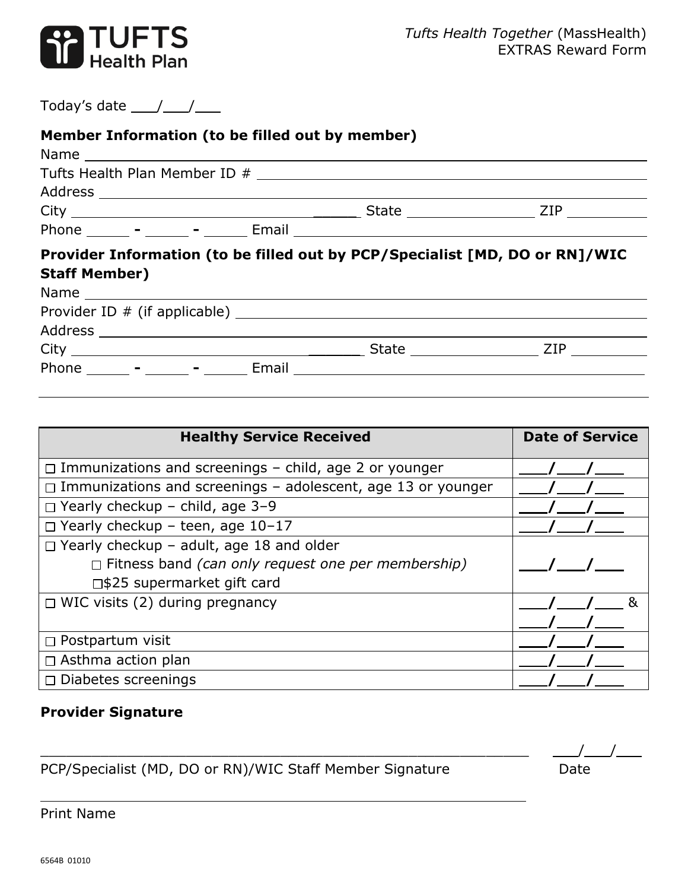*Tufts Health Together* (MassHealth)
EXTRAS Reward Form

Today's date ___/___/___

**Member Information (to be filled out by member)**

Name ______________________________

Tufts Health Plan Member ID # ______________________________

Address ______________________________

City ______________________________ State ______________ ZIP __________

Phone _____ - _____ - _____ Email ______________________________

**Provider Information (to be filled out by PCP/Specialist [MD, DO or RN]/WIC Staff Member)**

Name ______________________________

Provider ID # (if applicable) ______________________________

Address ______________________________

City ______________________________ State ______________ ZIP __________

Phone _____ - _____ - _____ Email ______________________________

| Healthy Service Received | Date of Service |
|---|---|
| ☐ Immunizations and screenings – child, age 2 or younger | ___/___/___ |
| ☐ Immunizations and screenings – adolescent, age 13 or younger | ___/___/___ |
| ☐ Yearly checkup – child, age 3–9 | ___/___/___ |
| ☐ Yearly checkup – teen, age 10–17 | ___/___/___ |
| ☐ Yearly checkup – adult, age 18 and older<br>☐ Fitness band *(can only request one per membership)*<br>☐$25 supermarket gift card | ___/___/___ |
| ☐ WIC visits (2) during pregnancy | ___/___/___ &<br>___/___/___ |
| ☐ Postpartum visit | ___/___/___ |
| ☐ Asthma action plan | ___/___/___ |
| ☐ Diabetes screenings | ___/___/___ |

**Provider Signature**

______________________________________________ ___/___/___

PCP/Specialist (MD, DO or RN)/WIC Staff Member Signature Date

______________________________________________

Print Name

6564B 01010